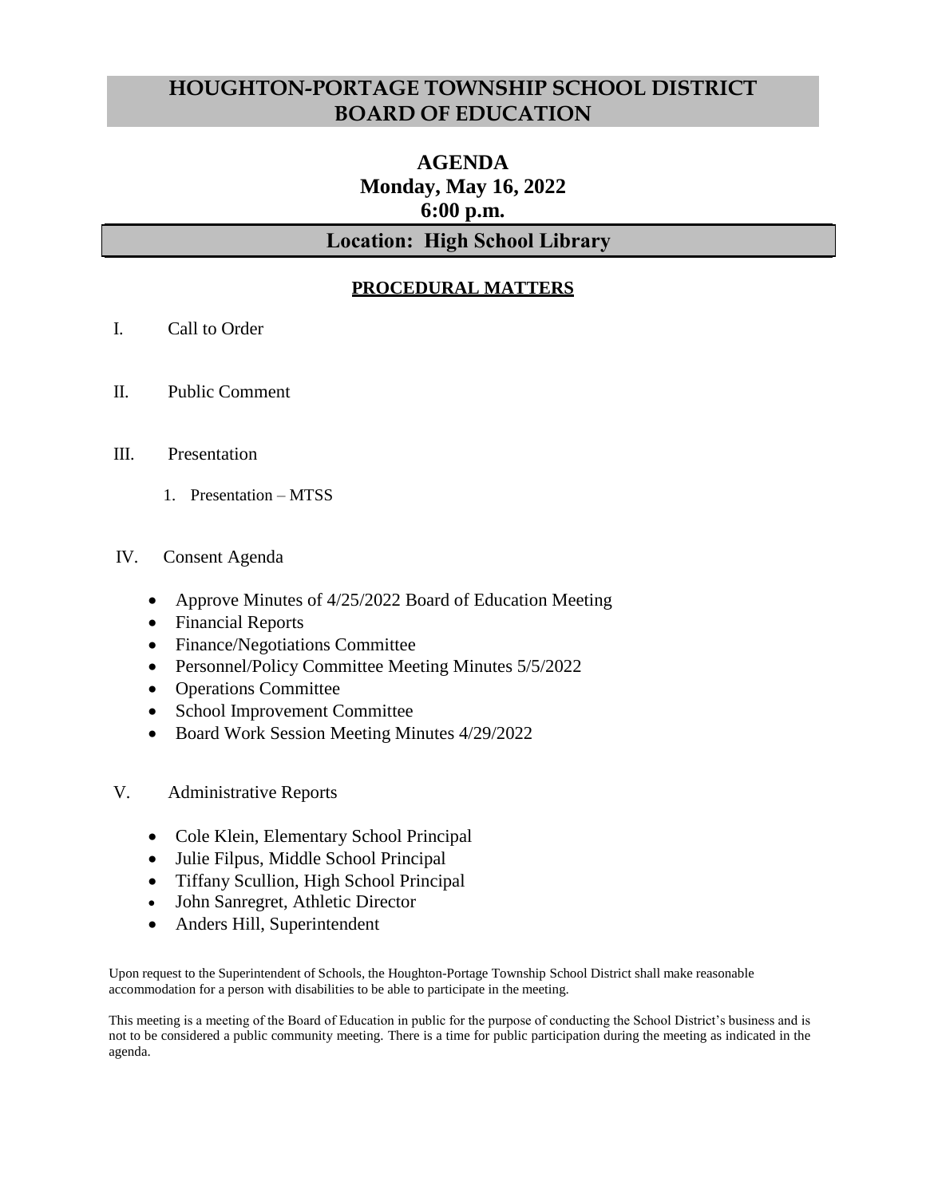# HOUGHTON-PORTAGE TOWNSHIP SCHOOL DISTRICT BOARD OF EDUCATION

## AGENDA
## Monday, May 16, 2022
## 6:00 p.m.

## Location: High School Library

### PROCEDURAL MATTERS

I. Call to Order

II. Public Comment

III. Presentation

1. Presentation – MTSS

IV. Consent Agenda

- Approve Minutes of 4/25/2022 Board of Education Meeting
- Financial Reports
- Finance/Negotiations Committee
- Personnel/Policy Committee Meeting Minutes 5/5/2022
- Operations Committee
- School Improvement Committee
- Board Work Session Meeting Minutes 4/29/2022

V. Administrative Reports

- Cole Klein, Elementary School Principal
- Julie Filpus, Middle School Principal
- Tiffany Scullion, High School Principal
- John Sanregret, Athletic Director
- Anders Hill, Superintendent

Upon request to the Superintendent of Schools, the Houghton-Portage Township School District shall make reasonable accommodation for a person with disabilities to be able to participate in the meeting.

This meeting is a meeting of the Board of Education in public for the purpose of conducting the School District's business and is not to be considered a public community meeting. There is a time for public participation during the meeting as indicated in the agenda.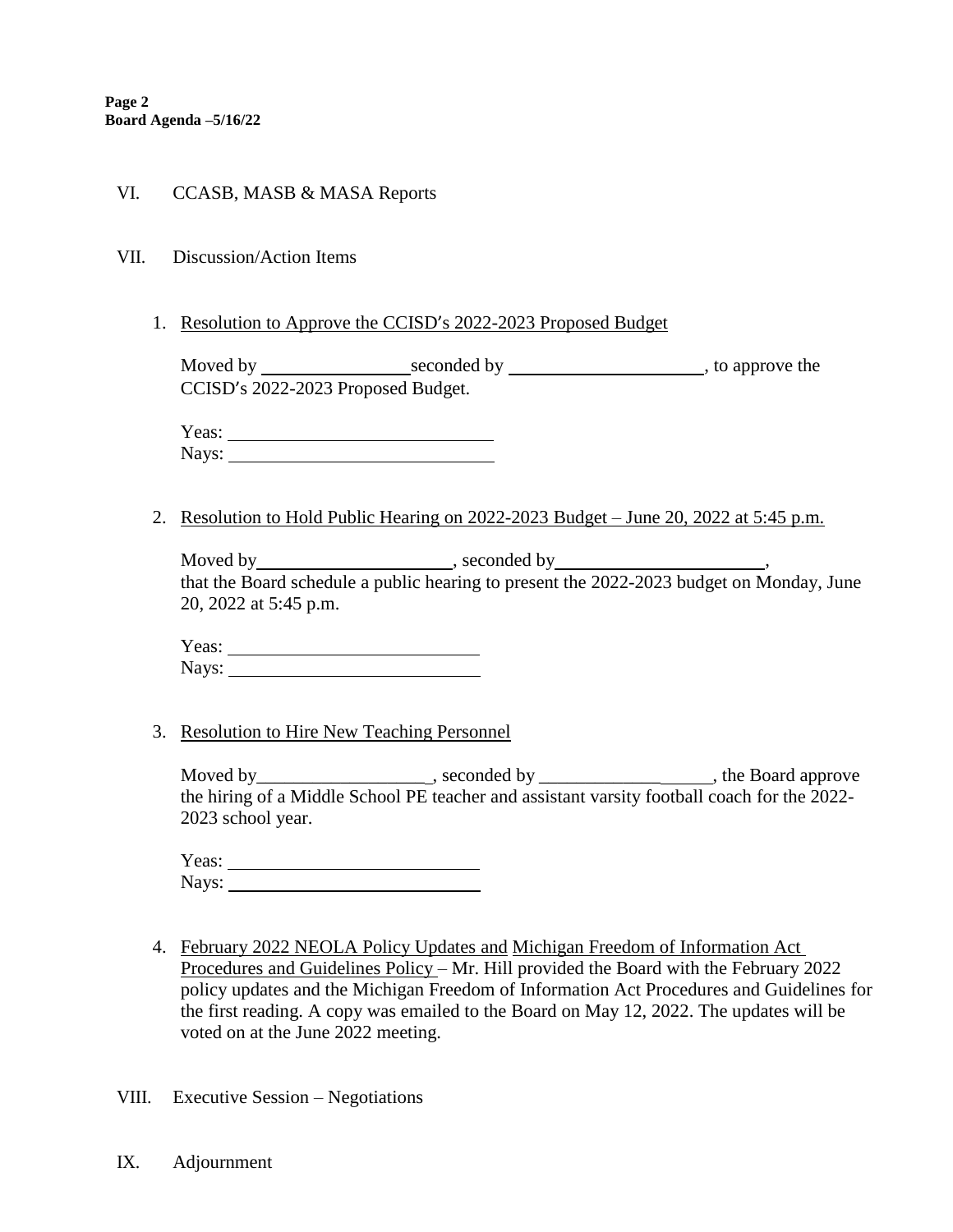VI. CCASB, MASB & MASA Reports

VII. Discussion/Action Items

1. Resolution to Approve the CCISD's 2022-2023 Proposed Budget

   Moved by ________________ seconded by ______________________, to approve the CCISD's 2022-2023 Proposed Budget.

   Yeas: ____________________________
   Nays: ____________________________

2. Resolution to Hold Public Hearing on 2022-2023 Budget – June 20, 2022 at 5:45 p.m.

   Moved by______________________, seconded by_______________________, that the Board schedule a public hearing to present the 2022-2023 budget on Monday, June 20, 2022 at 5:45 p.m.

   Yeas: ___________________________
   Nays: ___________________________

3. Resolution to Hire New Teaching Personnel

   Moved by___________________, seconded by ___________________, the Board approve the hiring of a Middle School PE teacher and assistant varsity football coach for the 2022-2023 school year.

   Yeas: ___________________________
   Nays: ___________________________

4. February 2022 NEOLA Policy Updates and Michigan Freedom of Information Act Procedures and Guidelines Policy – Mr. Hill provided the Board with the February 2022 policy updates and the Michigan Freedom of Information Act Procedures and Guidelines for the first reading. A copy was emailed to the Board on May 12, 2022. The updates will be voted on at the June 2022 meeting.

VIII. Executive Session – Negotiations

IX. Adjournment